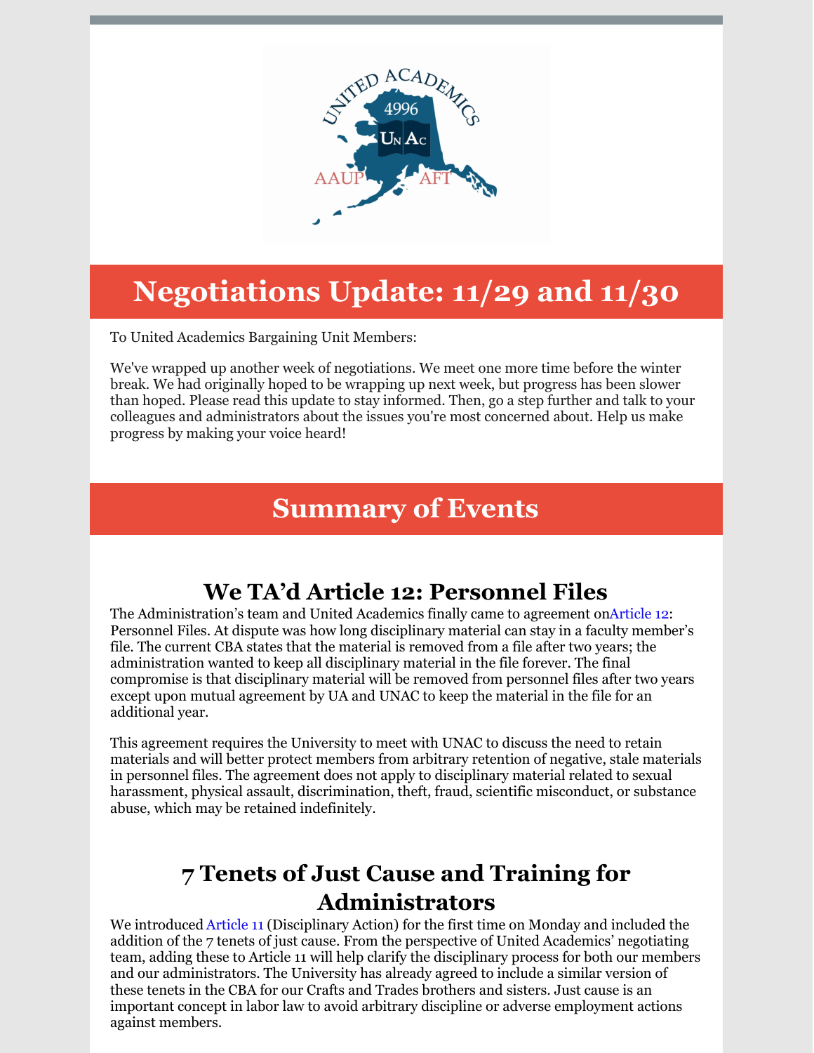# Negotiations Update: 11/29 and 11/30

To United Academics Bargaining Unit Members:

We've wrapped up another week of negotiations. We meet one more time before the winter break. We had originally hoped to be wrapping up next week, but progress has been slower than hoped. Please read this update to stay informed. Then, go a step further and talk to your colleagues and administrators about the issues you're most concerned about. Help us make progress by making your voice heard!

# Summary of Events

## We TA'd Article 12: Personnel Files

The Administration's team and United Academics finally came to agreement onArticle 12: Personnel Files. At dispute was how long disciplinary material can stay in a faculty member's file. The current CBA states that the material is removed from a file after two years; the administration wanted to keep all disciplinary material in the file forever. The final compromise is that disciplinary material will be removed from personnel files after two years except upon mutual agreement by UA and UNAC to keep the material in the file for an additional year.

This agreement requires the University to meet with UNAC to discuss the need to retain materials and will better protect members from arbitrary retention of negative, stale materials in personnel files. The agreement does not apply to disciplinary material related to sexual harassment, physical assault, discrimination, theft, fraud, scientific misconduct, or substance abuse, which may be retained indefinitely.

## 7 Tenets of Just Cause and Training for Administrators

We introduced Article 11 (Disciplinary Action) for the first time on Monday and included the addition of the 7 tenets of just cause. From the perspective of United Academics' negotiating team, adding these to Article 11 will help clarify the disciplinary process for both our members and our administrators. The University has already agreed to include a similar version of these tenets in the CBA for our Crafts and Trades brothers and sisters. Just cause is an important concept in labor law to avoid arbitrary discipline or adverse employment actions against members.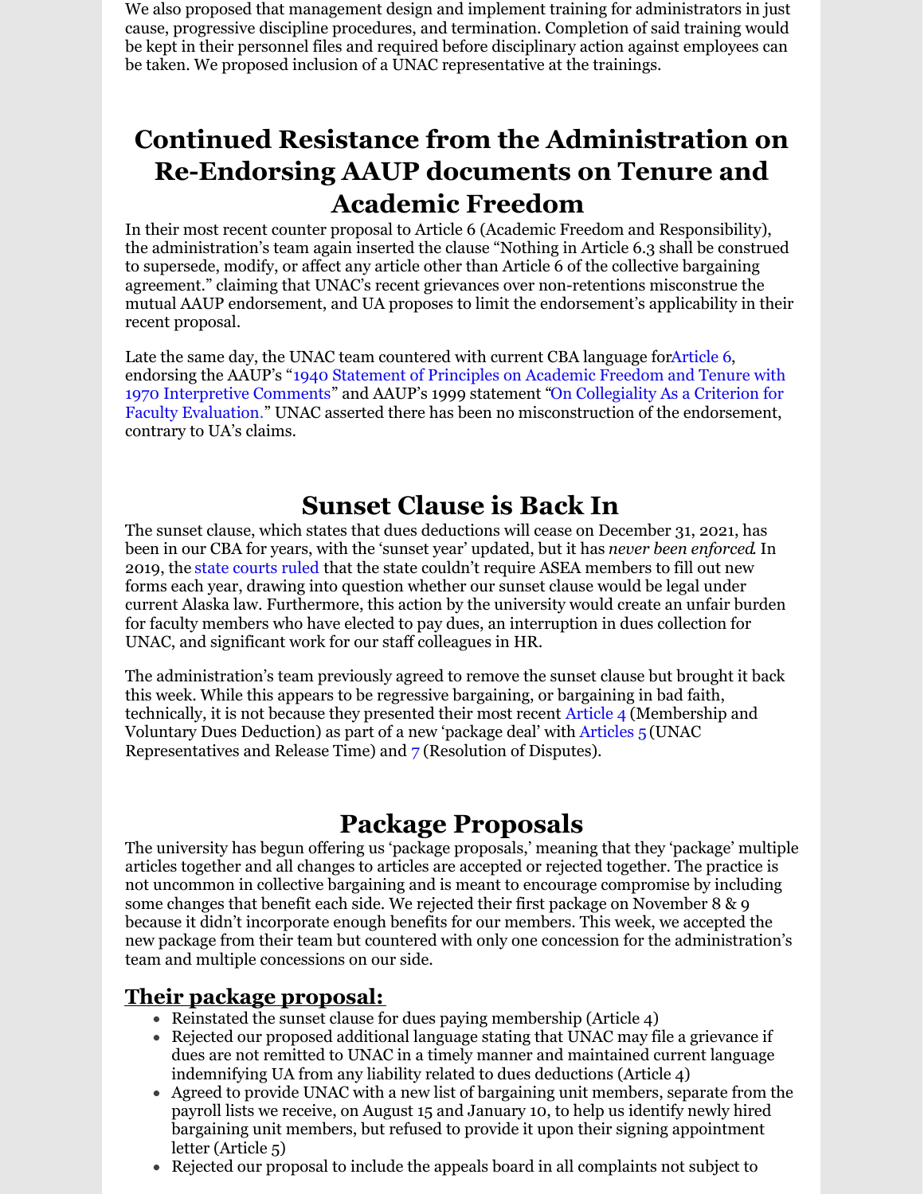We also proposed that management design and implement training for administrators in just cause, progressive discipline procedures, and termination. Completion of said training would be kept in their personnel files and required before disciplinary action against employees can be taken. We proposed inclusion of a UNAC representative at the trainings.

# Continued Resistance from the Administration on Re-Endorsing AAUP documents on Tenure and Academic Freedom

In their most recent counter proposal to Article 6 (Academic Freedom and Responsibility), the administration's team again inserted the clause "Nothing in Article 6.3 shall be construed to supersede, modify, or affect any article other than Article 6 of the collective bargaining agreement." claiming that UNAC's recent grievances over non-retentions misconstrue the mutual AAUP endorsement, and UA proposes to limit the endorsement's applicability in their recent proposal.

Late the same day, the UNAC team countered with current CBA language forArticle 6, endorsing the AAUP's "1940 Statement of Principles on Academic Freedom and Tenure with 1970 Interpretive Comments" and AAUP's 1999 statement "On Collegiality As a Criterion for Faculty Evaluation." UNAC asserted there has been no misconstruction of the endorsement, contrary to UA's claims.

# Sunset Clause is Back In

The sunset clause, which states that dues deductions will cease on December 31, 2021, has been in our CBA for years, with the 'sunset year' updated, but it has *never been enforced*. In 2019, the state courts ruled that the state couldn't require ASEA members to fill out new forms each year, drawing into question whether our sunset clause would be legal under current Alaska law. Furthermore, this action by the university would create an unfair burden for faculty members who have elected to pay dues, an interruption in dues collection for UNAC, and significant work for our staff colleagues in HR.

The administration's team previously agreed to remove the sunset clause but brought it back this week. While this appears to be regressive bargaining, or bargaining in bad faith, technically, it is not because they presented their most recent Article 4 (Membership and Voluntary Dues Deduction) as part of a new 'package deal' with Articles 5 (UNAC Representatives and Release Time) and 7 (Resolution of Disputes).

# Package Proposals

The university has begun offering us 'package proposals,' meaning that they 'package' multiple articles together and all changes to articles are accepted or rejected together. The practice is not uncommon in collective bargaining and is meant to encourage compromise by including some changes that benefit each side. We rejected their first package on November 8 & 9 because it didn't incorporate enough benefits for our members. This week, we accepted the new package from their team but countered with only one concession for the administration's team and multiple concessions on our side.

## Their package proposal:

- Reinstated the sunset clause for dues paying membership (Article 4)
- Rejected our proposed additional language stating that UNAC may file a grievance if dues are not remitted to UNAC in a timely manner and maintained current language indemnifying UA from any liability related to dues deductions (Article 4)
- Agreed to provide UNAC with a new list of bargaining unit members, separate from the payroll lists we receive, on August 15 and January 10, to help us identify newly hired bargaining unit members, but refused to provide it upon their signing appointment letter (Article 5)
- Rejected our proposal to include the appeals board in all complaints not subject to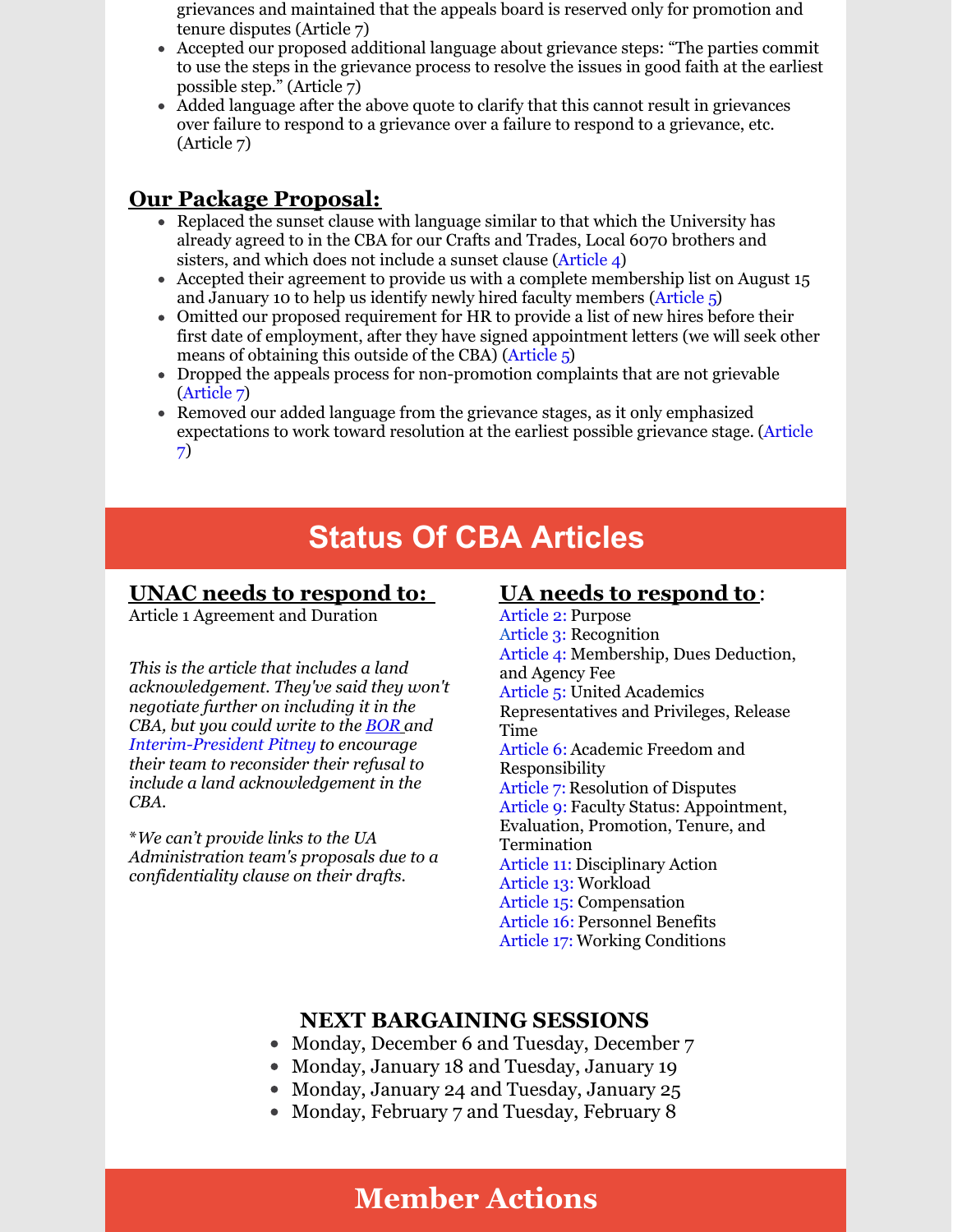grievances and maintained that the appeals board is reserved only for promotion and tenure disputes (Article 7)
- Accepted our proposed additional language about grievance steps: "The parties commit to use the steps in the grievance process to resolve the issues in good faith at the earliest possible step." (Article 7)
- Added language after the above quote to clarify that this cannot result in grievances over failure to respond to a grievance over a failure to respond to a grievance, etc. (Article 7)

## Our Package Proposal:

- Replaced the sunset clause with language similar to that which the University has already agreed to in the CBA for our Crafts and Trades, Local 6070 brothers and sisters, and which does not include a sunset clause (Article 4)
- Accepted their agreement to provide us with a complete membership list on August 15 and January 10 to help us identify newly hired faculty members (Article 5)
- Omitted our proposed requirement for HR to provide a list of new hires before their first date of employment, after they have signed appointment letters (we will seek other means of obtaining this outside of the CBA) (Article 5)
- Dropped the appeals process for non-promotion complaints that are not grievable (Article 7)
- Removed our added language from the grievance stages, as it only emphasized expectations to work toward resolution at the earliest possible grievance stage. (Article 7)

# Status Of CBA Articles

## UNAC needs to respond to:

Article 1 Agreement and Duration

*This is the article that includes a land acknowledgement. They've said they won't negotiate further on including it in the CBA, but you could write to the BOR and Interim-President Pitney to encourage their team to reconsider their refusal to include a land acknowledgement in the CBA.*

*\*We can't provide links to the UA Administration team's proposals due to a confidentiality clause on their drafts.*

## UA needs to respond to:

Article 2: Purpose
Article 3: Recognition
Article 4: Membership, Dues Deduction, and Agency Fee
Article 5: United Academics Representatives and Privileges, Release Time
Article 6: Academic Freedom and Responsibility
Article 7: Resolution of Disputes
Article 9: Faculty Status: Appointment, Evaluation, Promotion, Tenure, and Termination
Article 11: Disciplinary Action
Article 13: Workload
Article 15: Compensation
Article 16: Personnel Benefits
Article 17: Working Conditions

### NEXT BARGAINING SESSIONS

- Monday, December 6 and Tuesday, December 7
- Monday, January 18 and Tuesday, January 19
- Monday, January 24 and Tuesday, January 25
- Monday, February 7 and Tuesday, February 8

# Member Actions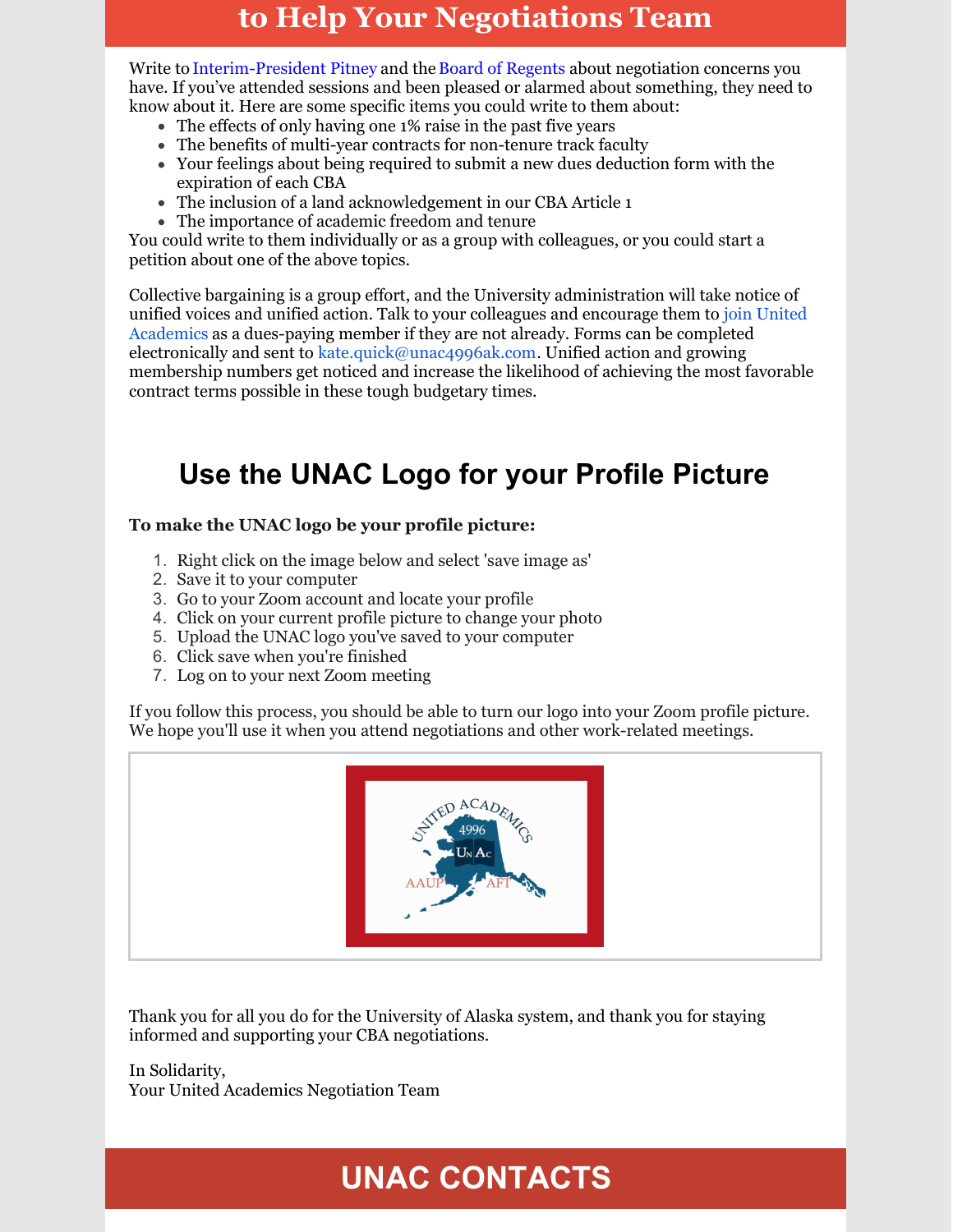## to Help Your Negotiations Team

Write to Interim-President Pitney and the Board of Regents about negotiation concerns you have. If you've attended sessions and been pleased or alarmed about something, they need to know about it. Here are some specific items you could write to them about:

- The effects of only having one 1% raise in the past five years
- The benefits of multi-year contracts for non-tenure track faculty
- Your feelings about being required to submit a new dues deduction form with the expiration of each CBA
- The inclusion of a land acknowledgement in our CBA Article 1
- The importance of academic freedom and tenure

You could write to them individually or as a group with colleagues, or you could start a petition about one of the above topics.

Collective bargaining is a group effort, and the University administration will take notice of unified voices and unified action. Talk to your colleagues and encourage them to join United Academics as a dues-paying member if they are not already. Forms can be completed electronically and sent to kate.quick@unac4996ak.com. Unified action and growing membership numbers get noticed and increase the likelihood of achieving the most favorable contract terms possible in these tough budgetary times.

## Use the UNAC Logo for your Profile Picture

**To make the UNAC logo be your profile picture:**

1. Right click on the image below and select 'save image as'
2. Save it to your computer
3. Go to your Zoom account and locate your profile
4. Click on your current profile picture to change your photo
5. Upload the UNAC logo you've saved to your computer
6. Click save when you're finished
7. Log on to your next Zoom meeting

If you follow this process, you should be able to turn our logo into your Zoom profile picture. We hope you'll use it when you attend negotiations and other work-related meetings.

Thank you for all you do for the University of Alaska system, and thank you for staying informed and supporting your CBA negotiations.

In Solidarity,
Your United Academics Negotiation Team

## UNAC CONTACTS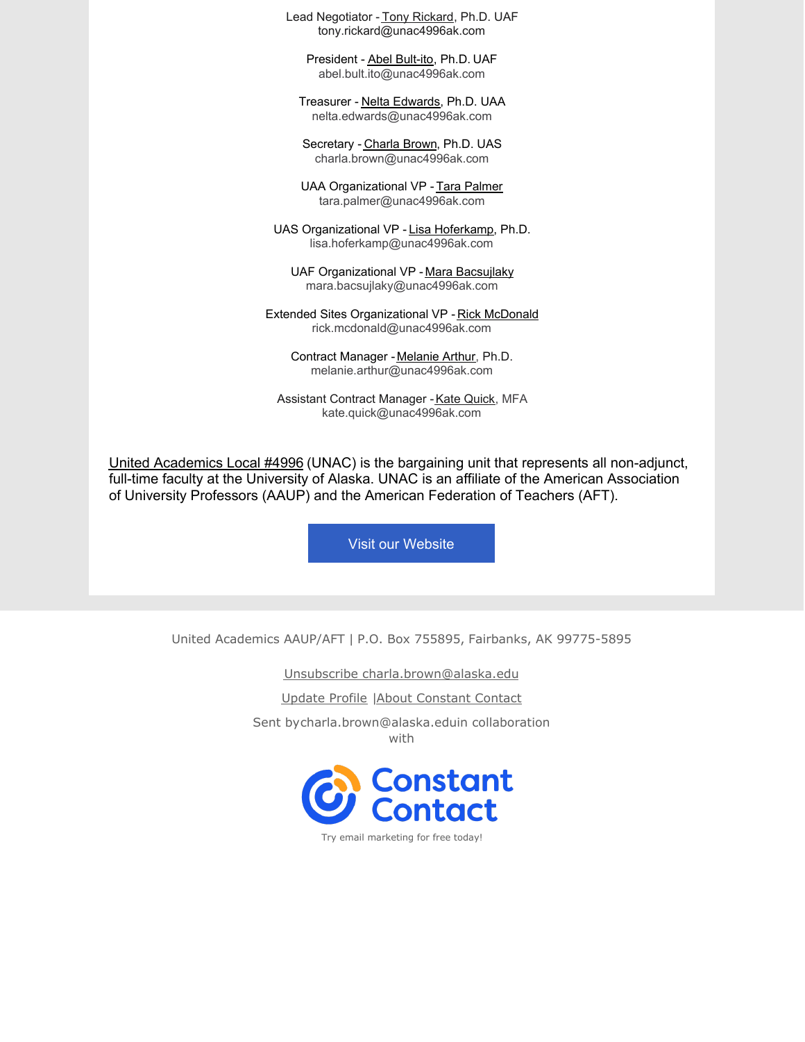Lead Negotiator - Tony Rickard, Ph.D. UAF
tony.rickard@unac4996ak.com

President - Abel Bult-ito, Ph.D. UAF
abel.bult.ito@unac4996ak.com

Treasurer - Nelta Edwards, Ph.D. UAA
nelta.edwards@unac4996ak.com

Secretary - Charla Brown, Ph.D. UAS
charla.brown@unac4996ak.com

UAA Organizational VP - Tara Palmer
tara.palmer@unac4996ak.com

UAS Organizational VP - Lisa Hoferkamp, Ph.D.
lisa.hoferkamp@unac4996ak.com

UAF Organizational VP - Mara Bacsujlaky
mara.bacsujlaky@unac4996ak.com

Extended Sites Organizational VP - Rick McDonald
rick.mcdonald@unac4996ak.com

Contract Manager - Melanie Arthur, Ph.D.
melanie.arthur@unac4996ak.com

Assistant Contract Manager - Kate Quick, MFA
kate.quick@unac4996ak.com

United Academics Local #4996 (UNAC) is the bargaining unit that represents all non-adjunct, full-time faculty at the University of Alaska. UNAC is an affiliate of the American Association of University Professors (AAUP) and the American Federation of Teachers (AFT).

Visit our Website

United Academics AAUP/AFT | P.O. Box 755895, Fairbanks, AK 99775-5895

Unsubscribe charla.brown@alaska.edu

Update Profile |About Constant Contact

Sent bycharla.brown@alaska.eduin collaboration with

Constant Contact

Try email marketing for free today!